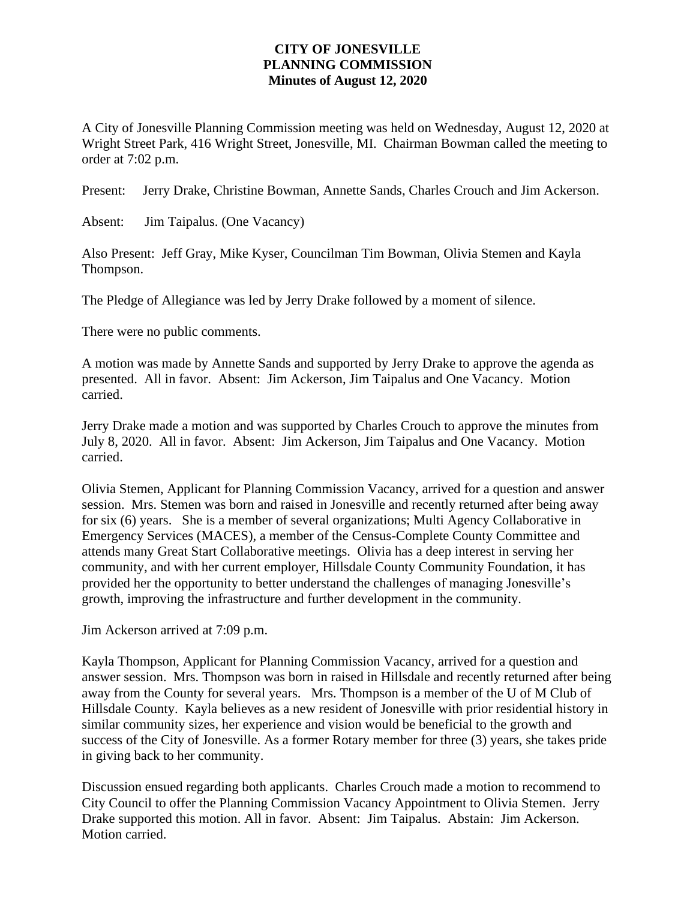**CITY OF JONESVILLE**
**PLANNING COMMISSION**
**Minutes of August 12, 2020**

A City of Jonesville Planning Commission meeting was held on Wednesday, August 12, 2020 at Wright Street Park, 416 Wright Street, Jonesville, MI. Chairman Bowman called the meeting to order at 7:02 p.m.

Present: Jerry Drake, Christine Bowman, Annette Sands, Charles Crouch and Jim Ackerson.

Absent: Jim Taipalus. (One Vacancy)

Also Present: Jeff Gray, Mike Kyser, Councilman Tim Bowman, Olivia Stemen and Kayla Thompson.

The Pledge of Allegiance was led by Jerry Drake followed by a moment of silence.

There were no public comments.

A motion was made by Annette Sands and supported by Jerry Drake to approve the agenda as presented. All in favor. Absent: Jim Ackerson, Jim Taipalus and One Vacancy. Motion carried.

Jerry Drake made a motion and was supported by Charles Crouch to approve the minutes from July 8, 2020. All in favor. Absent: Jim Ackerson, Jim Taipalus and One Vacancy. Motion carried.

Olivia Stemen, Applicant for Planning Commission Vacancy, arrived for a question and answer session. Mrs. Stemen was born and raised in Jonesville and recently returned after being away for six (6) years. She is a member of several organizations; Multi Agency Collaborative in Emergency Services (MACES), a member of the Census-Complete County Committee and attends many Great Start Collaborative meetings. Olivia has a deep interest in serving her community, and with her current employer, Hillsdale County Community Foundation, it has provided her the opportunity to better understand the challenges of managing Jonesville's growth, improving the infrastructure and further development in the community.

Jim Ackerson arrived at 7:09 p.m.

Kayla Thompson, Applicant for Planning Commission Vacancy, arrived for a question and answer session. Mrs. Thompson was born in raised in Hillsdale and recently returned after being away from the County for several years. Mrs. Thompson is a member of the U of M Club of Hillsdale County. Kayla believes as a new resident of Jonesville with prior residential history in similar community sizes, her experience and vision would be beneficial to the growth and success of the City of Jonesville. As a former Rotary member for three (3) years, she takes pride in giving back to her community.

Discussion ensued regarding both applicants. Charles Crouch made a motion to recommend to City Council to offer the Planning Commission Vacancy Appointment to Olivia Stemen. Jerry Drake supported this motion. All in favor. Absent: Jim Taipalus. Abstain: Jim Ackerson. Motion carried.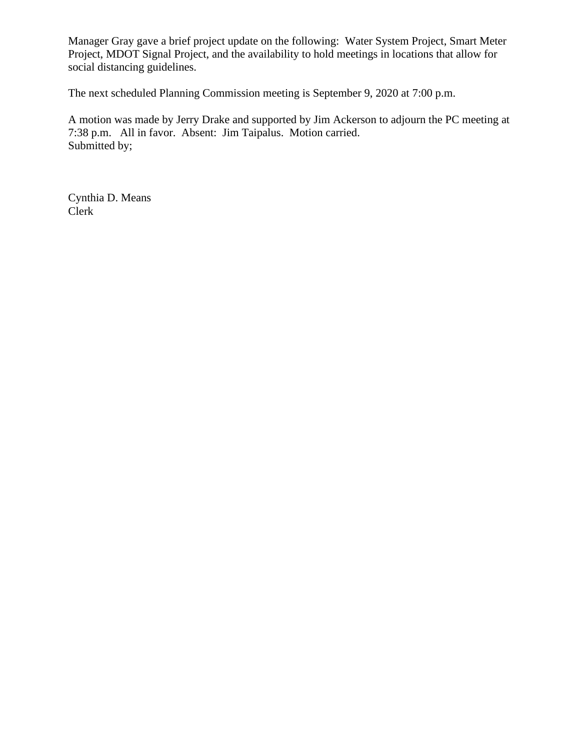Manager Gray gave a brief project update on the following: Water System Project, Smart Meter Project, MDOT Signal Project, and the availability to hold meetings in locations that allow for social distancing guidelines.

The next scheduled Planning Commission meeting is September 9, 2020 at 7:00 p.m.

A motion was made by Jerry Drake and supported by Jim Ackerson to adjourn the PC meeting at 7:38 p.m. All in favor. Absent: Jim Taipalus. Motion carried.
Submitted by;

Cynthia D. Means
Clerk